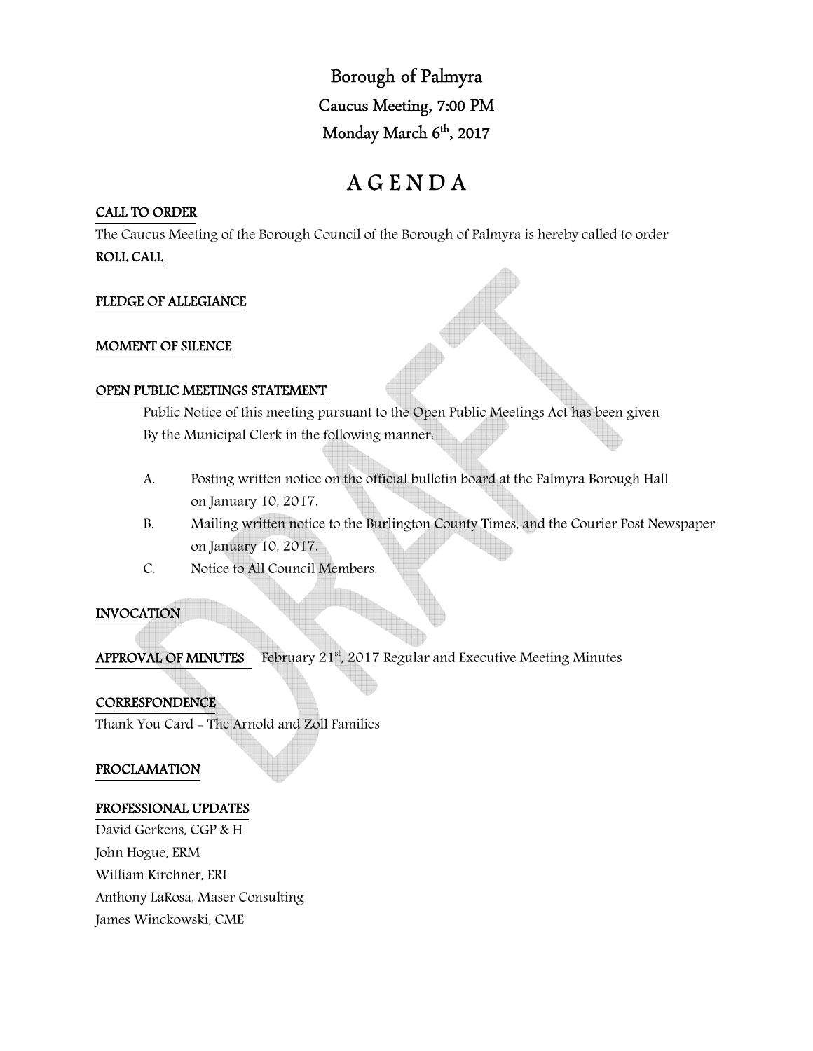# Borough of Palmyra

## Caucus Meeting, 7:00 PM

## Monday March 6th, 2017

# A G E N D A

**CALL TO ORDER**

The Caucus Meeting of the Borough Council of the Borough of Palmyra is hereby called to order

**ROLL CALL**

**PLEDGE OF ALLEGIANCE**

**MOMENT OF SILENCE**

**OPEN PUBLIC MEETINGS STATEMENT**

Public Notice of this meeting pursuant to the Open Public Meetings Act has been given By the Municipal Clerk in the following manner:

A. Posting written notice on the official bulletin board at the Palmyra Borough Hall on January 10, 2017.

B. Mailing written notice to the Burlington County Times, and the Courier Post Newspaper on January 10, 2017.

C. Notice to All Council Members.

**INVOCATION**

**APPROVAL OF MINUTES** February 21st, 2017 Regular and Executive Meeting Minutes

**CORRESPONDENCE**

Thank You Card - The Arnold and Zoll Families

**PROCLAMATION**

**PROFESSIONAL UPDATES**

David Gerkens, CGP & H

John Hogue, ERM

William Kirchner, ERI

Anthony LaRosa, Maser Consulting

James Winckowski, CME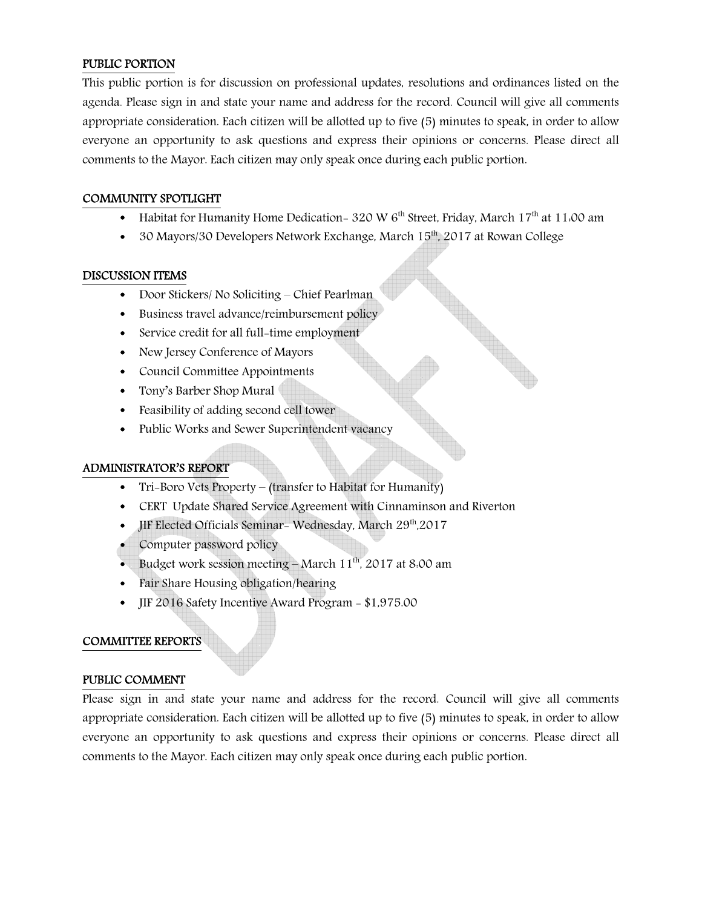## PUBLIC PORTION

This public portion is for discussion on professional updates, resolutions and ordinances listed on the agenda. Please sign in and state your name and address for the record. Council will give all comments appropriate consideration. Each citizen will be allotted up to five (5) minutes to speak, in order to allow everyone an opportunity to ask questions and express their opinions or concerns. Please direct all comments to the Mayor. Each citizen may only speak once during each public portion.

## COMMUNITY SPOTLIGHT

- Habitat for Humanity Home Dedication- 320 W 6th Street, Friday, March 17th at 11:00 am
- 30 Mayors/30 Developers Network Exchange, March 15th, 2017 at Rowan College

## DISCUSSION ITEMS

- Door Stickers/ No Soliciting – Chief Pearlman
- Business travel advance/reimbursement policy
- Service credit for all full-time employment
- New Jersey Conference of Mayors
- Council Committee Appointments
- Tony's Barber Shop Mural
- Feasibility of adding second cell tower
- Public Works and Sewer Superintendent vacancy

## ADMINISTRATOR'S REPORT

- Tri-Boro Vets Property – (transfer to Habitat for Humanity)
- CERT Update Shared Service Agreement with Cinnaminson and Riverton
- JIF Elected Officials Seminar- Wednesday, March 29th,2017
- Computer password policy
- Budget work session meeting – March 11th, 2017 at 8:00 am
- Fair Share Housing obligation/hearing
- JIF 2016 Safety Incentive Award Program - $1,975.00

## COMMITTEE REPORTS

## PUBLIC COMMENT

Please sign in and state your name and address for the record. Council will give all comments appropriate consideration. Each citizen will be allotted up to five (5) minutes to speak, in order to allow everyone an opportunity to ask questions and express their opinions or concerns. Please direct all comments to the Mayor. Each citizen may only speak once during each public portion.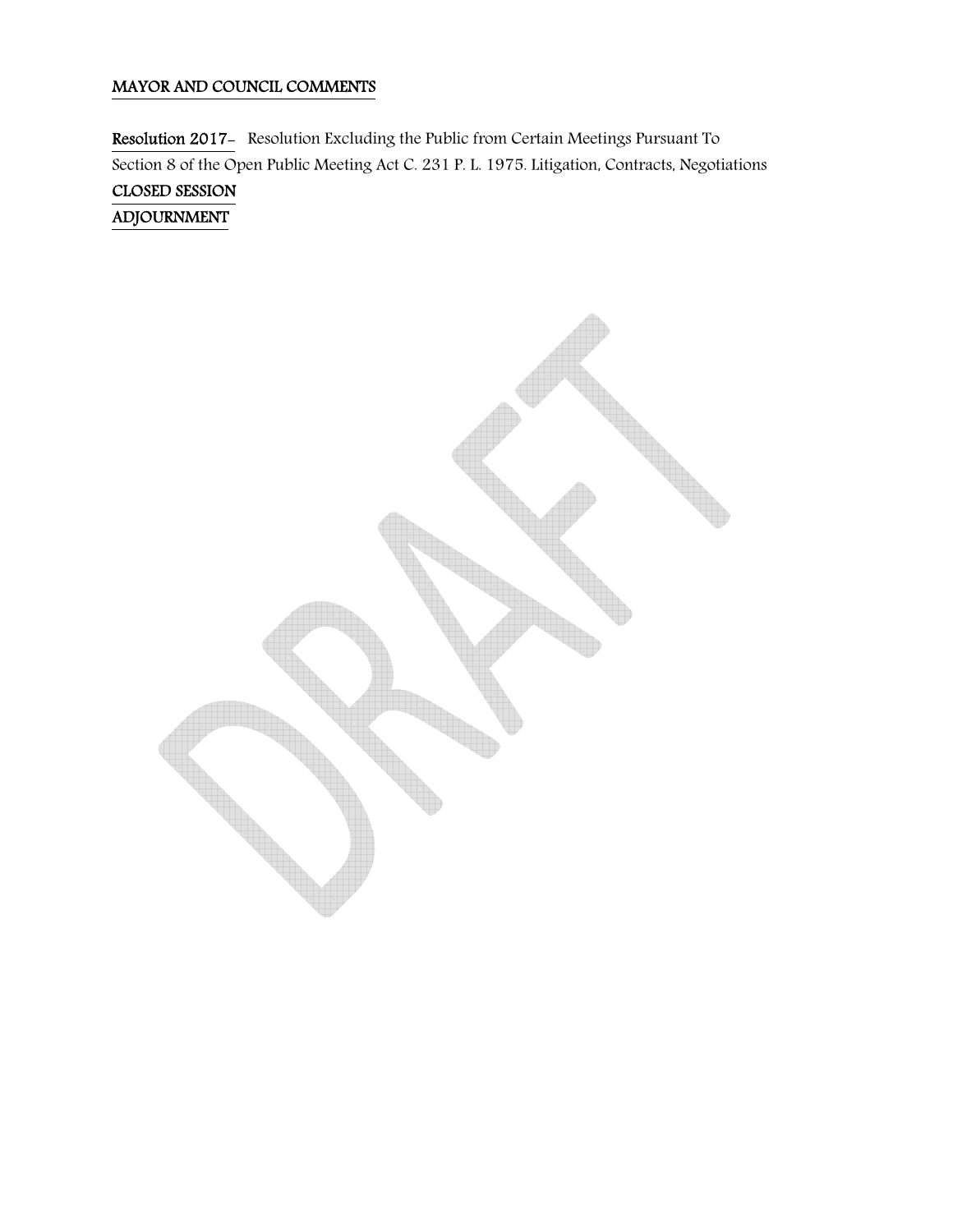MAYOR AND COUNCIL COMMENTS

**Resolution 2017-** Resolution Excluding the Public from Certain Meetings Pursuant To Section 8 of the Open Public Meeting Act C. 231 P. L. 1975. Litigation, Contracts, Negotiations

CLOSED SESSION

ADJOURNMENT